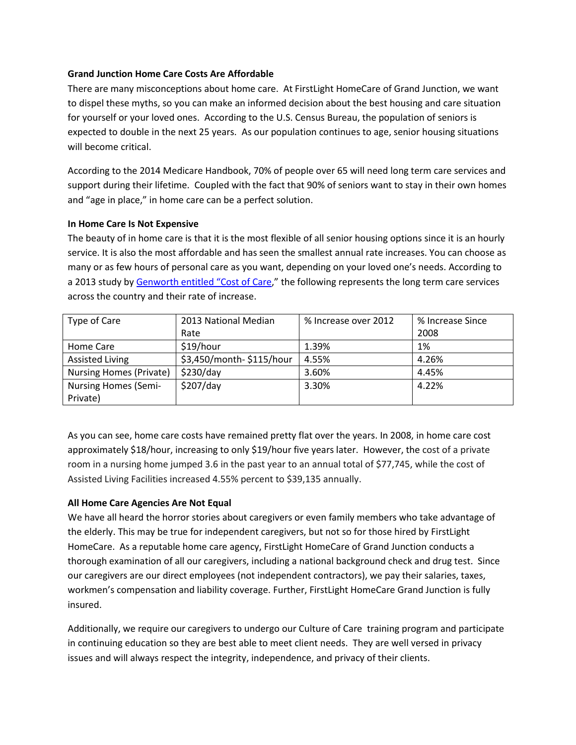**Grand Junction Home Care Costs Are Affordable**

There are many misconceptions about home care. At FirstLight HomeCare of Grand Junction, we want to dispel these myths, so you can make an informed decision about the best housing and care situation for yourself or your loved ones. According to the U.S. Census Bureau, the population of seniors is expected to double in the next 25 years. As our population continues to age, senior housing situations will become critical.

According to the 2014 Medicare Handbook, 70% of people over 65 will need long term care services and support during their lifetime. Coupled with the fact that 90% of seniors want to stay in their own homes and "age in place," in home care can be a perfect solution.

**In Home Care Is Not Expensive**

The beauty of in home care is that it is the most flexible of all senior housing options since it is an hourly service. It is also the most affordable and has seen the smallest annual rate increases. You can choose as many or as few hours of personal care as you want, depending on your loved one's needs. According to a 2013 study by Genworth entitled "Cost of Care," the following represents the long term care services across the country and their rate of increase.

| Type of Care | 2013 National Median Rate | % Increase over 2012 | % Increase Since 2008 |
|---|---|---|---|
| Home Care | $19/hour | 1.39% | 1% |
| Assisted Living | $3,450/month- $115/hour | 4.55% | 4.26% |
| Nursing Homes (Private) | $230/day | 3.60% | 4.45% |
| Nursing Homes (Semi-Private) | $207/day | 3.30% | 4.22% |

As you can see, home care costs have remained pretty flat over the years. In 2008, in home care cost approximately $18/hour, increasing to only $19/hour five years later. However, the cost of a private room in a nursing home jumped 3.6 in the past year to an annual total of $77,745, while the cost of Assisted Living Facilities increased 4.55% percent to $39,135 annually.

**All Home Care Agencies Are Not Equal**

We have all heard the horror stories about caregivers or even family members who take advantage of the elderly. This may be true for independent caregivers, but not so for those hired by FirstLight HomeCare. As a reputable home care agency, FirstLight HomeCare of Grand Junction conducts a thorough examination of all our caregivers, including a national background check and drug test. Since our caregivers are our direct employees (not independent contractors), we pay their salaries, taxes, workmen's compensation and liability coverage. Further, FirstLight HomeCare Grand Junction is fully insured.

Additionally, we require our caregivers to undergo our Culture of Care training program and participate in continuing education so they are best able to meet client needs. They are well versed in privacy issues and will always respect the integrity, independence, and privacy of their clients.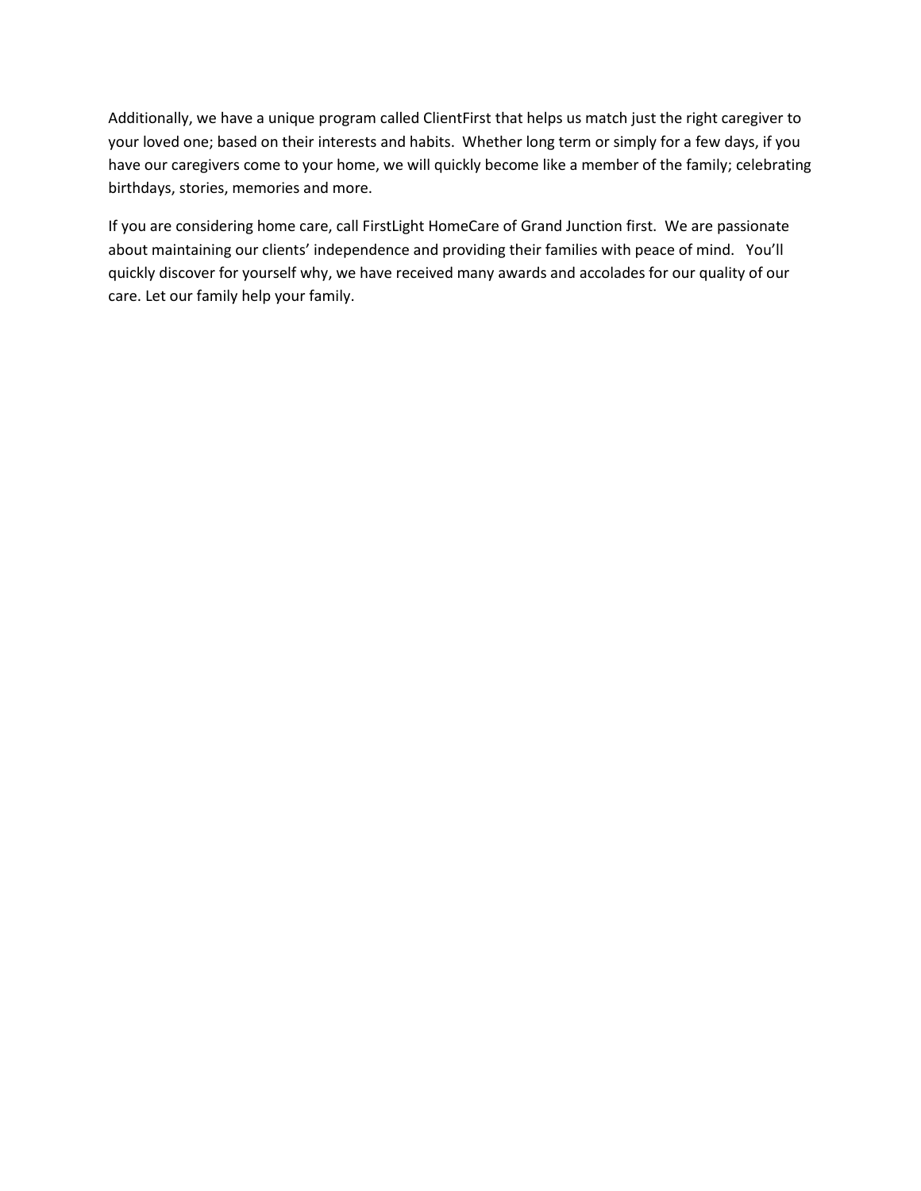Additionally, we have a unique program called ClientFirst that helps us match just the right caregiver to your loved one; based on their interests and habits. Whether long term or simply for a few days, if you have our caregivers come to your home, we will quickly become like a member of the family; celebrating birthdays, stories, memories and more.

If you are considering home care, call FirstLight HomeCare of Grand Junction first. We are passionate about maintaining our clients' independence and providing their families with peace of mind. You'll quickly discover for yourself why, we have received many awards and accolades for our quality of our care. Let our family help your family.